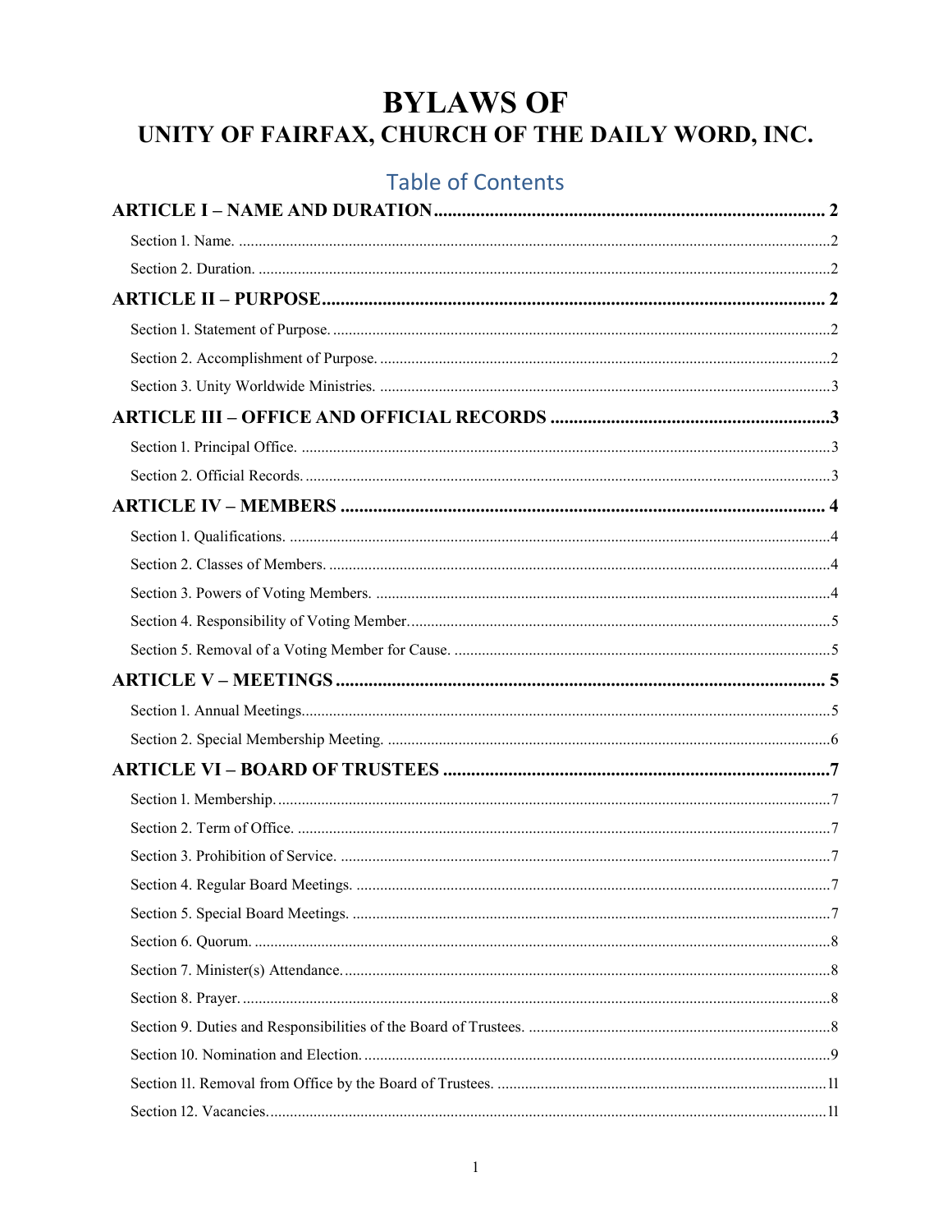# BYLAWS OF
## UNITY OF FAIRFAX, CHURCH OF THE DAILY WORD, INC.

## Table of Contents

**ARTICLE I – NAME AND DURATION** .......... 2

- Section 1. Name. .......... 2
- Section 2. Duration. .......... 2

**ARTICLE II – PURPOSE** .......... 2

- Section 1. Statement of Purpose. .......... 2
- Section 2. Accomplishment of Purpose. .......... 2
- Section 3. Unity Worldwide Ministries. .......... 3

**ARTICLE III – OFFICE AND OFFICIAL RECORDS** .......... 3

- Section 1. Principal Office. .......... 3
- Section 2. Official Records. .......... 3

**ARTICLE IV – MEMBERS** .......... 4

- Section 1. Qualifications. .......... 4
- Section 2. Classes of Members. .......... 4
- Section 3. Powers of Voting Members. .......... 4
- Section 4. Responsibility of Voting Member. .......... 5
- Section 5. Removal of a Voting Member for Cause. .......... 5

**ARTICLE V – MEETINGS** .......... 5

- Section 1. Annual Meetings. .......... 5
- Section 2. Special Membership Meeting. .......... 6

**ARTICLE VI – BOARD OF TRUSTEES** .......... 7

- Section 1. Membership. .......... 7
- Section 2. Term of Office. .......... 7
- Section 3. Prohibition of Service. .......... 7
- Section 4. Regular Board Meetings. .......... 7
- Section 5. Special Board Meetings. .......... 7
- Section 6. Quorum. .......... 8
- Section 7. Minister(s) Attendance. .......... 8
- Section 8. Prayer. .......... 8
- Section 9. Duties and Responsibilities of the Board of Trustees. .......... 8
- Section 10. Nomination and Election. .......... 9
- Section 11. Removal from Office by the Board of Trustees. .......... 11
- Section 12. Vacancies. .......... 11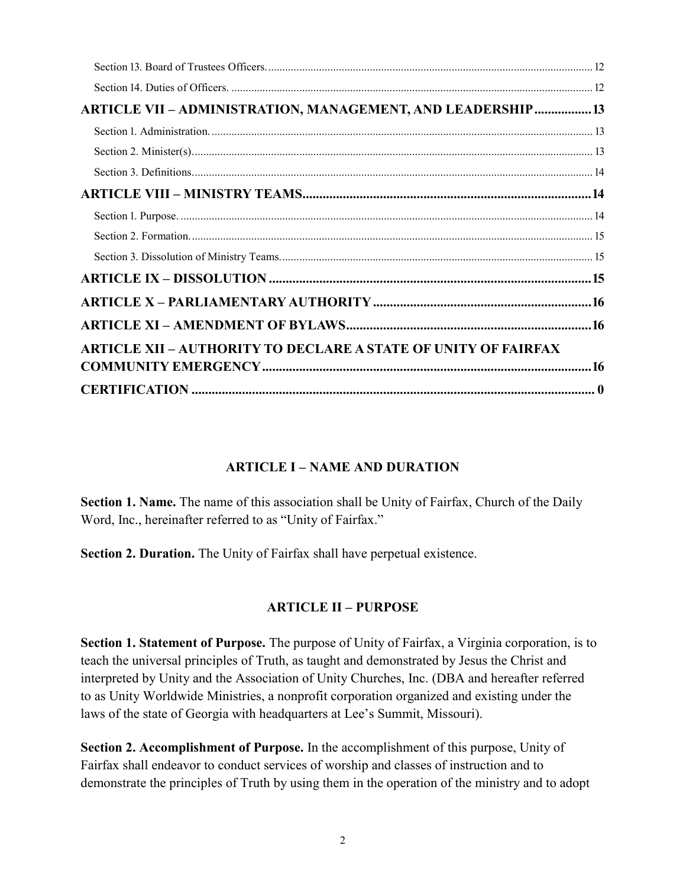Section 13. Board of Trustees Officers. .......... 12

Section 14. Duties of Officers. .......... 12

**ARTICLE VII – ADMINISTRATION, MANAGEMENT, AND LEADERSHIP .......... 13**

Section 1. Administration. .......... 13

Section 2. Minister(s). .......... 13

Section 3. Definitions. .......... 14

**ARTICLE VIII – MINISTRY TEAMS .......... 14**

Section 1. Purpose. .......... 14

Section 2. Formation. .......... 15

Section 3. Dissolution of Ministry Teams. .......... 15

**ARTICLE IX – DISSOLUTION .......... 15**

**ARTICLE X – PARLIAMENTARY AUTHORITY .......... 16**

**ARTICLE XI – AMENDMENT OF BYLAWS .......... 16**

**ARTICLE XII – AUTHORITY TO DECLARE A STATE OF UNITY OF FAIRFAX COMMUNITY EMERGENCY .......... 16**

**CERTIFICATION .......... 0**

## ARTICLE I – NAME AND DURATION

**Section 1. Name.** The name of this association shall be Unity of Fairfax, Church of the Daily Word, Inc., hereinafter referred to as "Unity of Fairfax."

**Section 2. Duration.** The Unity of Fairfax shall have perpetual existence.

## ARTICLE II – PURPOSE

**Section 1. Statement of Purpose.** The purpose of Unity of Fairfax, a Virginia corporation, is to teach the universal principles of Truth, as taught and demonstrated by Jesus the Christ and interpreted by Unity and the Association of Unity Churches, Inc. (DBA and hereafter referred to as Unity Worldwide Ministries, a nonprofit corporation organized and existing under the laws of the state of Georgia with headquarters at Lee's Summit, Missouri).

**Section 2. Accomplishment of Purpose.** In the accomplishment of this purpose, Unity of Fairfax shall endeavor to conduct services of worship and classes of instruction and to demonstrate the principles of Truth by using them in the operation of the ministry and to adopt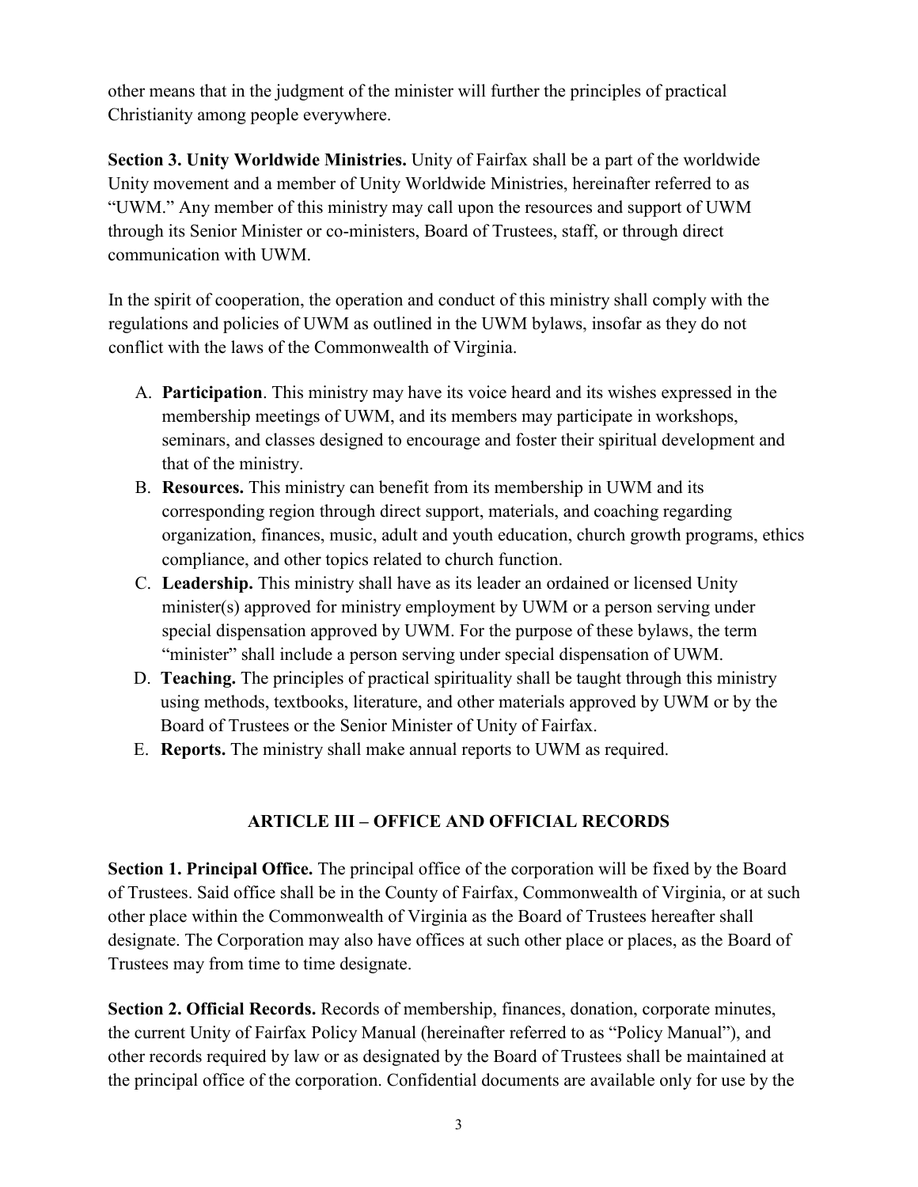other means that in the judgment of the minister will further the principles of practical Christianity among people everywhere.

**Section 3. Unity Worldwide Ministries.** Unity of Fairfax shall be a part of the worldwide Unity movement and a member of Unity Worldwide Ministries, hereinafter referred to as "UWM." Any member of this ministry may call upon the resources and support of UWM through its Senior Minister or co-ministers, Board of Trustees, staff, or through direct communication with UWM.

In the spirit of cooperation, the operation and conduct of this ministry shall comply with the regulations and policies of UWM as outlined in the UWM bylaws, insofar as they do not conflict with the laws of the Commonwealth of Virginia.

A. **Participation**. This ministry may have its voice heard and its wishes expressed in the membership meetings of UWM, and its members may participate in workshops, seminars, and classes designed to encourage and foster their spiritual development and that of the ministry.
B. **Resources.** This ministry can benefit from its membership in UWM and its corresponding region through direct support, materials, and coaching regarding organization, finances, music, adult and youth education, church growth programs, ethics compliance, and other topics related to church function.
C. **Leadership.** This ministry shall have as its leader an ordained or licensed Unity minister(s) approved for ministry employment by UWM or a person serving under special dispensation approved by UWM. For the purpose of these bylaws, the term "minister" shall include a person serving under special dispensation of UWM.
D. **Teaching.** The principles of practical spirituality shall be taught through this ministry using methods, textbooks, literature, and other materials approved by UWM or by the Board of Trustees or the Senior Minister of Unity of Fairfax.
E. **Reports.** The ministry shall make annual reports to UWM as required.

## ARTICLE III – OFFICE AND OFFICIAL RECORDS

**Section 1. Principal Office.** The principal office of the corporation will be fixed by the Board of Trustees. Said office shall be in the County of Fairfax, Commonwealth of Virginia, or at such other place within the Commonwealth of Virginia as the Board of Trustees hereafter shall designate. The Corporation may also have offices at such other place or places, as the Board of Trustees may from time to time designate.

**Section 2. Official Records.** Records of membership, finances, donation, corporate minutes, the current Unity of Fairfax Policy Manual (hereinafter referred to as "Policy Manual"), and other records required by law or as designated by the Board of Trustees shall be maintained at the principal office of the corporation. Confidential documents are available only for use by the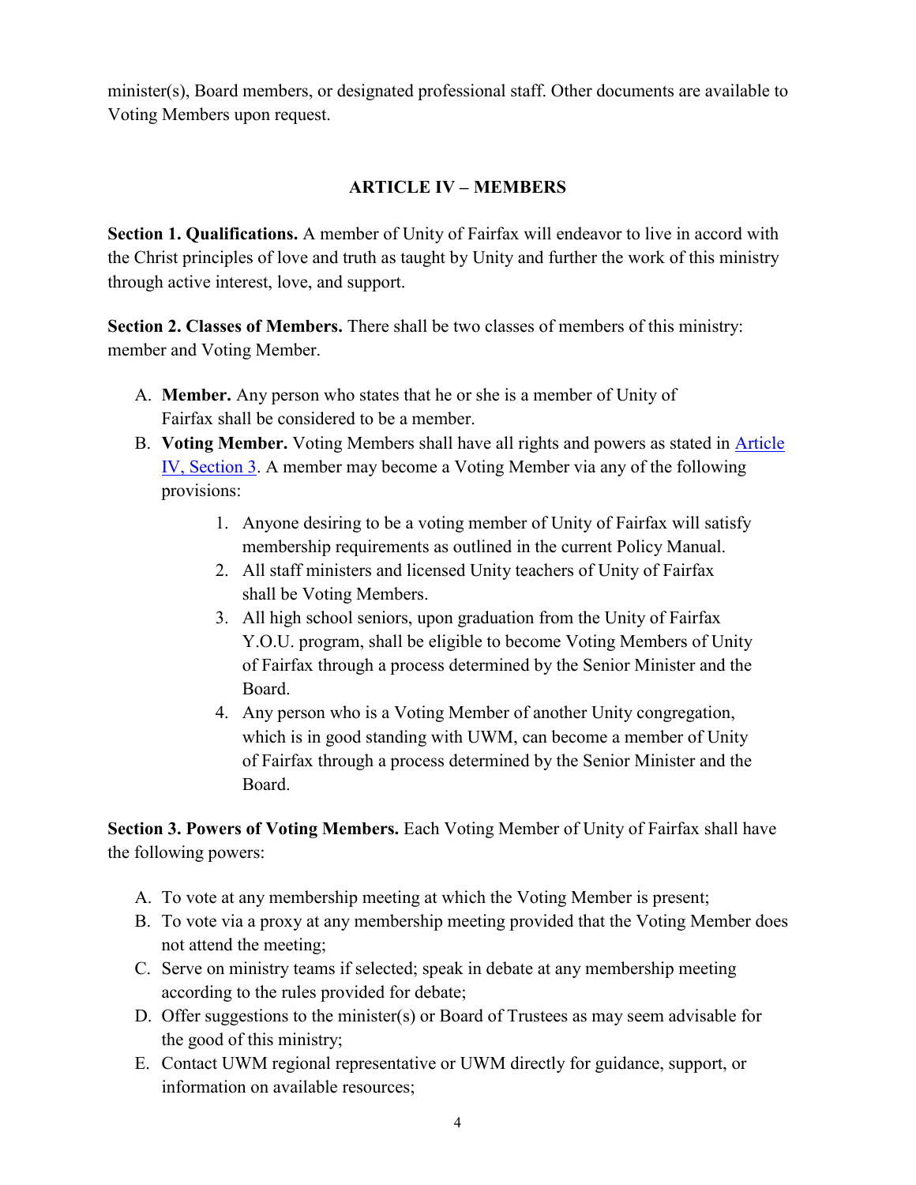minister(s), Board members, or designated professional staff. Other documents are available to Voting Members upon request.

## ARTICLE IV – MEMBERS

**Section 1. Qualifications.** A member of Unity of Fairfax will endeavor to live in accord with the Christ principles of love and truth as taught by Unity and further the work of this ministry through active interest, love, and support.

**Section 2. Classes of Members.** There shall be two classes of members of this ministry: member and Voting Member.

A. **Member.** Any person who states that he or she is a member of Unity of Fairfax shall be considered to be a member.

B. **Voting Member.** Voting Members shall have all rights and powers as stated in Article IV, Section 3. A member may become a Voting Member via any of the following provisions:

   1. Anyone desiring to be a voting member of Unity of Fairfax will satisfy membership requirements as outlined in the current Policy Manual.
   2. All staff ministers and licensed Unity teachers of Unity of Fairfax shall be Voting Members.
   3. All high school seniors, upon graduation from the Unity of Fairfax Y.O.U. program, shall be eligible to become Voting Members of Unity of Fairfax through a process determined by the Senior Minister and the Board.
   4. Any person who is a Voting Member of another Unity congregation, which is in good standing with UWM, can become a member of Unity of Fairfax through a process determined by the Senior Minister and the Board.

**Section 3. Powers of Voting Members.** Each Voting Member of Unity of Fairfax shall have the following powers:

A. To vote at any membership meeting at which the Voting Member is present;

B. To vote via a proxy at any membership meeting provided that the Voting Member does not attend the meeting;

C. Serve on ministry teams if selected; speak in debate at any membership meeting according to the rules provided for debate;

D. Offer suggestions to the minister(s) or Board of Trustees as may seem advisable for the good of this ministry;

E. Contact UWM regional representative or UWM directly for guidance, support, or information on available resources;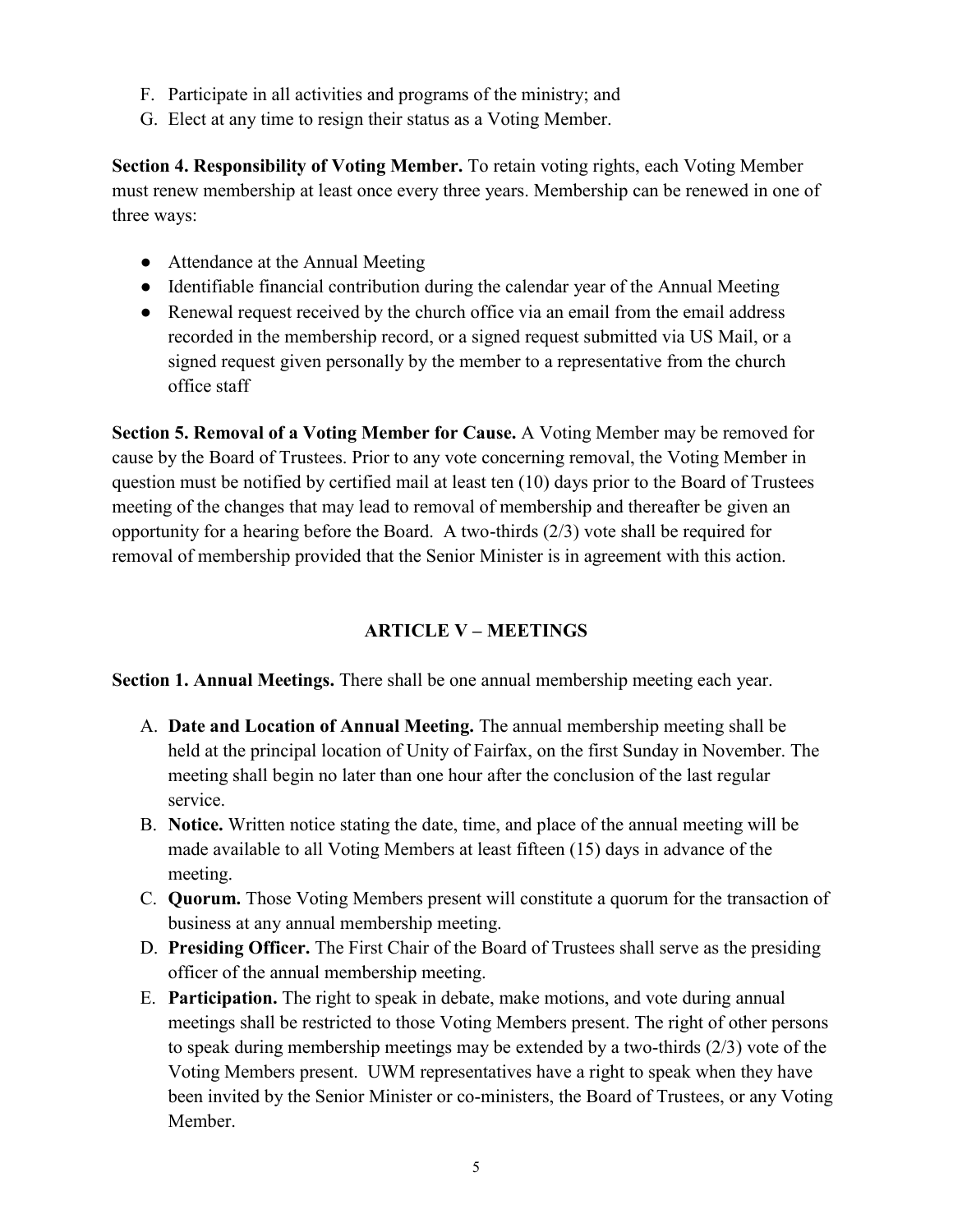F. Participate in all activities and programs of the ministry; and
G. Elect at any time to resign their status as a Voting Member.

**Section 4. Responsibility of Voting Member.** To retain voting rights, each Voting Member must renew membership at least once every three years. Membership can be renewed in one of three ways:

- Attendance at the Annual Meeting
- Identifiable financial contribution during the calendar year of the Annual Meeting
- Renewal request received by the church office via an email from the email address recorded in the membership record, or a signed request submitted via US Mail, or a signed request given personally by the member to a representative from the church office staff

**Section 5. Removal of a Voting Member for Cause.** A Voting Member may be removed for cause by the Board of Trustees. Prior to any vote concerning removal, the Voting Member in question must be notified by certified mail at least ten (10) days prior to the Board of Trustees meeting of the changes that may lead to removal of membership and thereafter be given an opportunity for a hearing before the Board. A two-thirds (2/3) vote shall be required for removal of membership provided that the Senior Minister is in agreement with this action.

## ARTICLE V – MEETINGS

**Section 1. Annual Meetings.** There shall be one annual membership meeting each year.

A. **Date and Location of Annual Meeting.** The annual membership meeting shall be held at the principal location of Unity of Fairfax, on the first Sunday in November. The meeting shall begin no later than one hour after the conclusion of the last regular service.
B. **Notice.** Written notice stating the date, time, and place of the annual meeting will be made available to all Voting Members at least fifteen (15) days in advance of the meeting.
C. **Quorum.** Those Voting Members present will constitute a quorum for the transaction of business at any annual membership meeting.
D. **Presiding Officer.** The First Chair of the Board of Trustees shall serve as the presiding officer of the annual membership meeting.
E. **Participation.** The right to speak in debate, make motions, and vote during annual meetings shall be restricted to those Voting Members present. The right of other persons to speak during membership meetings may be extended by a two-thirds (2/3) vote of the Voting Members present. UWM representatives have a right to speak when they have been invited by the Senior Minister or co-ministers, the Board of Trustees, or any Voting Member.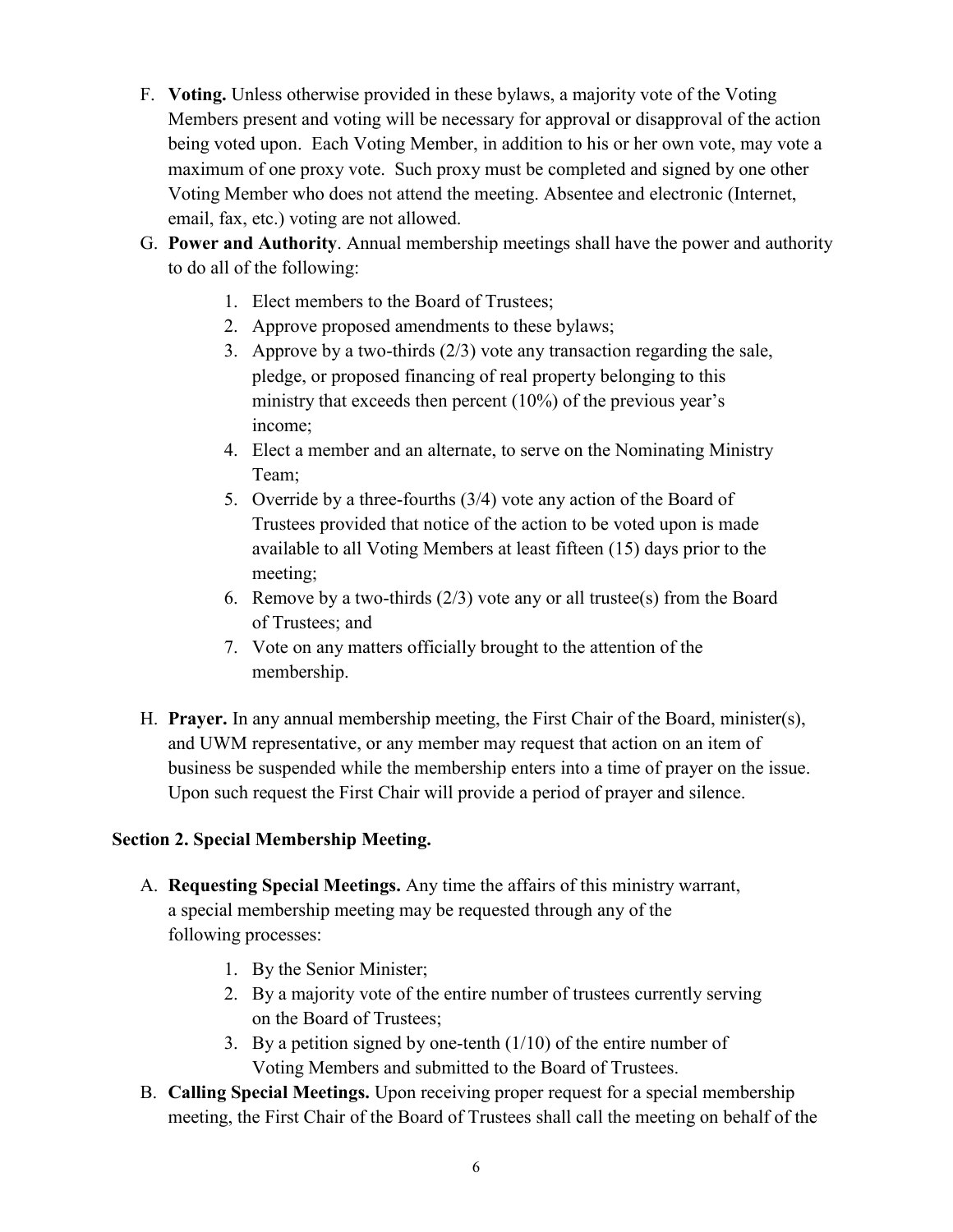F. **Voting.** Unless otherwise provided in these bylaws, a majority vote of the Voting Members present and voting will be necessary for approval or disapproval of the action being voted upon. Each Voting Member, in addition to his or her own vote, may vote a maximum of one proxy vote. Such proxy must be completed and signed by one other Voting Member who does not attend the meeting. Absentee and electronic (Internet, email, fax, etc.) voting are not allowed.

G. **Power and Authority**. Annual membership meetings shall have the power and authority to do all of the following:

   1. Elect members to the Board of Trustees;
   2. Approve proposed amendments to these bylaws;
   3. Approve by a two-thirds (2/3) vote any transaction regarding the sale, pledge, or proposed financing of real property belonging to this ministry that exceeds then percent (10%) of the previous year's income;
   4. Elect a member and an alternate, to serve on the Nominating Ministry Team;
   5. Override by a three-fourths (3/4) vote any action of the Board of Trustees provided that notice of the action to be voted upon is made available to all Voting Members at least fifteen (15) days prior to the meeting;
   6. Remove by a two-thirds (2/3) vote any or all trustee(s) from the Board of Trustees; and
   7. Vote on any matters officially brought to the attention of the membership.

H. **Prayer.** In any annual membership meeting, the First Chair of the Board, minister(s), and UWM representative, or any member may request that action on an item of business be suspended while the membership enters into a time of prayer on the issue. Upon such request the First Chair will provide a period of prayer and silence.

**Section 2. Special Membership Meeting.**

A. **Requesting Special Meetings.** Any time the affairs of this ministry warrant, a special membership meeting may be requested through any of the following processes:

   1. By the Senior Minister;
   2. By a majority vote of the entire number of trustees currently serving on the Board of Trustees;
   3. By a petition signed by one-tenth (1/10) of the entire number of Voting Members and submitted to the Board of Trustees.

B. **Calling Special Meetings.** Upon receiving proper request for a special membership meeting, the First Chair of the Board of Trustees shall call the meeting on behalf of the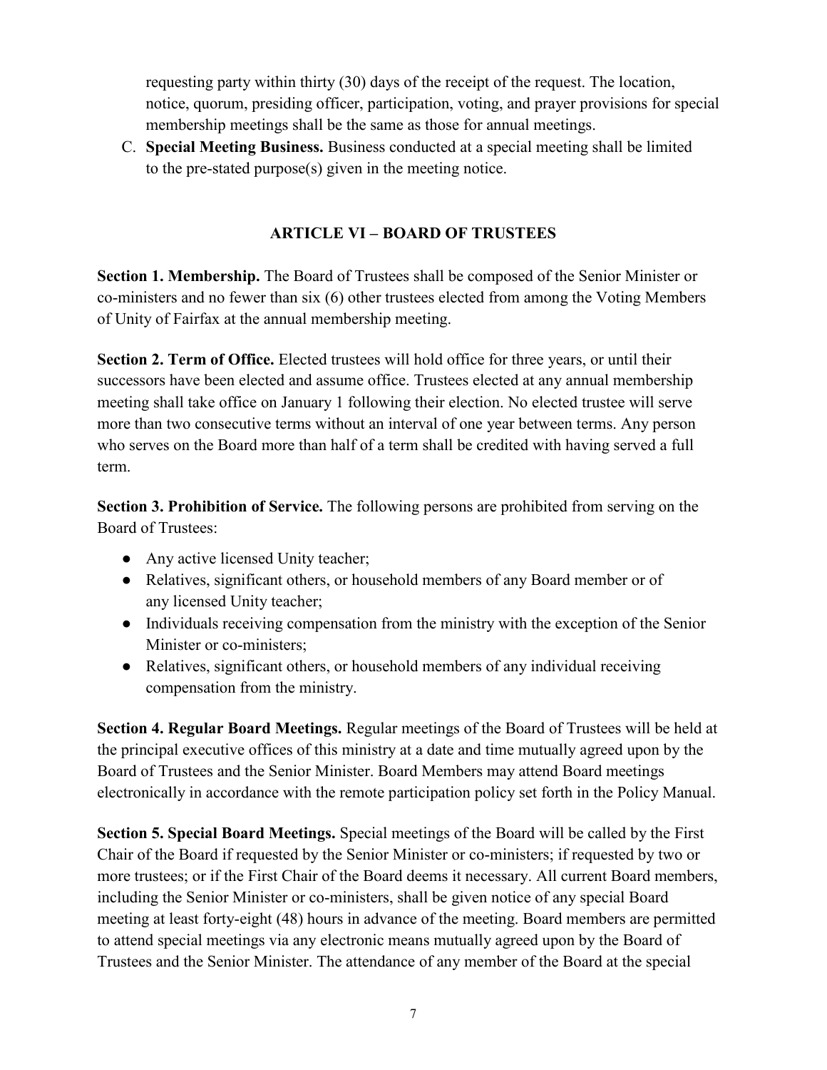requesting party within thirty (30) days of the receipt of the request. The location, notice, quorum, presiding officer, participation, voting, and prayer provisions for special membership meetings shall be the same as those for annual meetings.

C. **Special Meeting Business.** Business conducted at a special meeting shall be limited to the pre-stated purpose(s) given in the meeting notice.

## ARTICLE VI – BOARD OF TRUSTEES

**Section 1. Membership.** The Board of Trustees shall be composed of the Senior Minister or co-ministers and no fewer than six (6) other trustees elected from among the Voting Members of Unity of Fairfax at the annual membership meeting.

**Section 2. Term of Office.** Elected trustees will hold office for three years, or until their successors have been elected and assume office. Trustees elected at any annual membership meeting shall take office on January 1 following their election. No elected trustee will serve more than two consecutive terms without an interval of one year between terms. Any person who serves on the Board more than half of a term shall be credited with having served a full term.

**Section 3. Prohibition of Service.** The following persons are prohibited from serving on the Board of Trustees:

- Any active licensed Unity teacher;
- Relatives, significant others, or household members of any Board member or of any licensed Unity teacher;
- Individuals receiving compensation from the ministry with the exception of the Senior Minister or co-ministers;
- Relatives, significant others, or household members of any individual receiving compensation from the ministry.

**Section 4. Regular Board Meetings.** Regular meetings of the Board of Trustees will be held at the principal executive offices of this ministry at a date and time mutually agreed upon by the Board of Trustees and the Senior Minister. Board Members may attend Board meetings electronically in accordance with the remote participation policy set forth in the Policy Manual.

**Section 5. Special Board Meetings.** Special meetings of the Board will be called by the First Chair of the Board if requested by the Senior Minister or co-ministers; if requested by two or more trustees; or if the First Chair of the Board deems it necessary. All current Board members, including the Senior Minister or co-ministers, shall be given notice of any special Board meeting at least forty-eight (48) hours in advance of the meeting. Board members are permitted to attend special meetings via any electronic means mutually agreed upon by the Board of Trustees and the Senior Minister. The attendance of any member of the Board at the special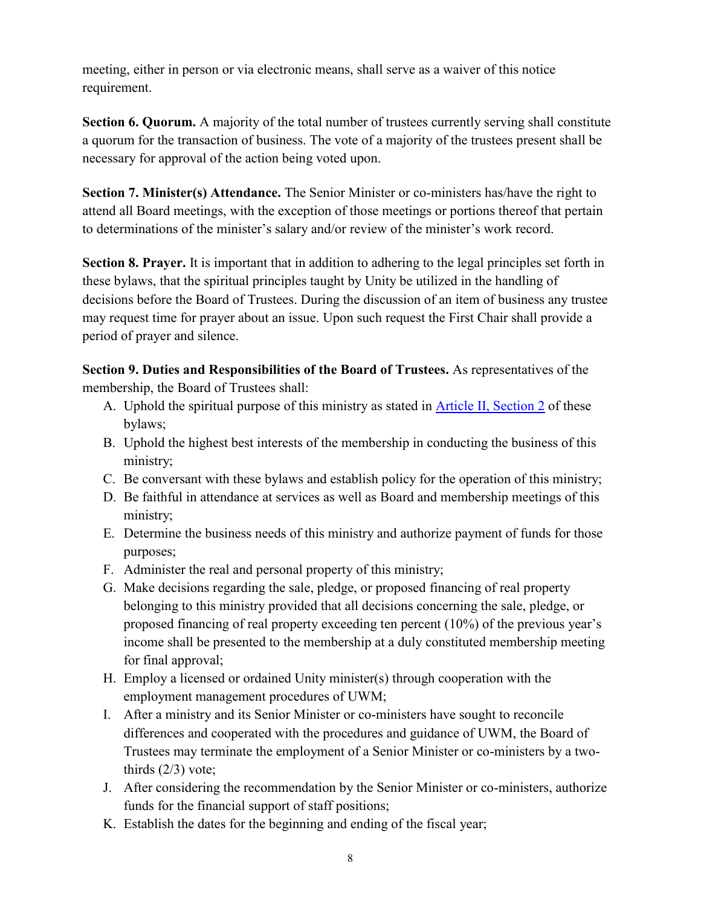meeting, either in person or via electronic means, shall serve as a waiver of this notice requirement.

**Section 6. Quorum.** A majority of the total number of trustees currently serving shall constitute a quorum for the transaction of business. The vote of a majority of the trustees present shall be necessary for approval of the action being voted upon.

**Section 7. Minister(s) Attendance.** The Senior Minister or co-ministers has/have the right to attend all Board meetings, with the exception of those meetings or portions thereof that pertain to determinations of the minister's salary and/or review of the minister's work record.

**Section 8. Prayer.** It is important that in addition to adhering to the legal principles set forth in these bylaws, that the spiritual principles taught by Unity be utilized in the handling of decisions before the Board of Trustees. During the discussion of an item of business any trustee may request time for prayer about an issue. Upon such request the First Chair shall provide a period of prayer and silence.

**Section 9. Duties and Responsibilities of the Board of Trustees.** As representatives of the membership, the Board of Trustees shall:

A. Uphold the spiritual purpose of this ministry as stated in Article II, Section 2 of these bylaws;

B. Uphold the highest best interests of the membership in conducting the business of this ministry;

C. Be conversant with these bylaws and establish policy for the operation of this ministry;

D. Be faithful in attendance at services as well as Board and membership meetings of this ministry;

E. Determine the business needs of this ministry and authorize payment of funds for those purposes;

F. Administer the real and personal property of this ministry;

G. Make decisions regarding the sale, pledge, or proposed financing of real property belonging to this ministry provided that all decisions concerning the sale, pledge, or proposed financing of real property exceeding ten percent (10%) of the previous year's income shall be presented to the membership at a duly constituted membership meeting for final approval;

H. Employ a licensed or ordained Unity minister(s) through cooperation with the employment management procedures of UWM;

I. After a ministry and its Senior Minister or co-ministers have sought to reconcile differences and cooperated with the procedures and guidance of UWM, the Board of Trustees may terminate the employment of a Senior Minister or co-ministers by a two-thirds (2/3) vote;

J. After considering the recommendation by the Senior Minister or co-ministers, authorize funds for the financial support of staff positions;

K. Establish the dates for the beginning and ending of the fiscal year;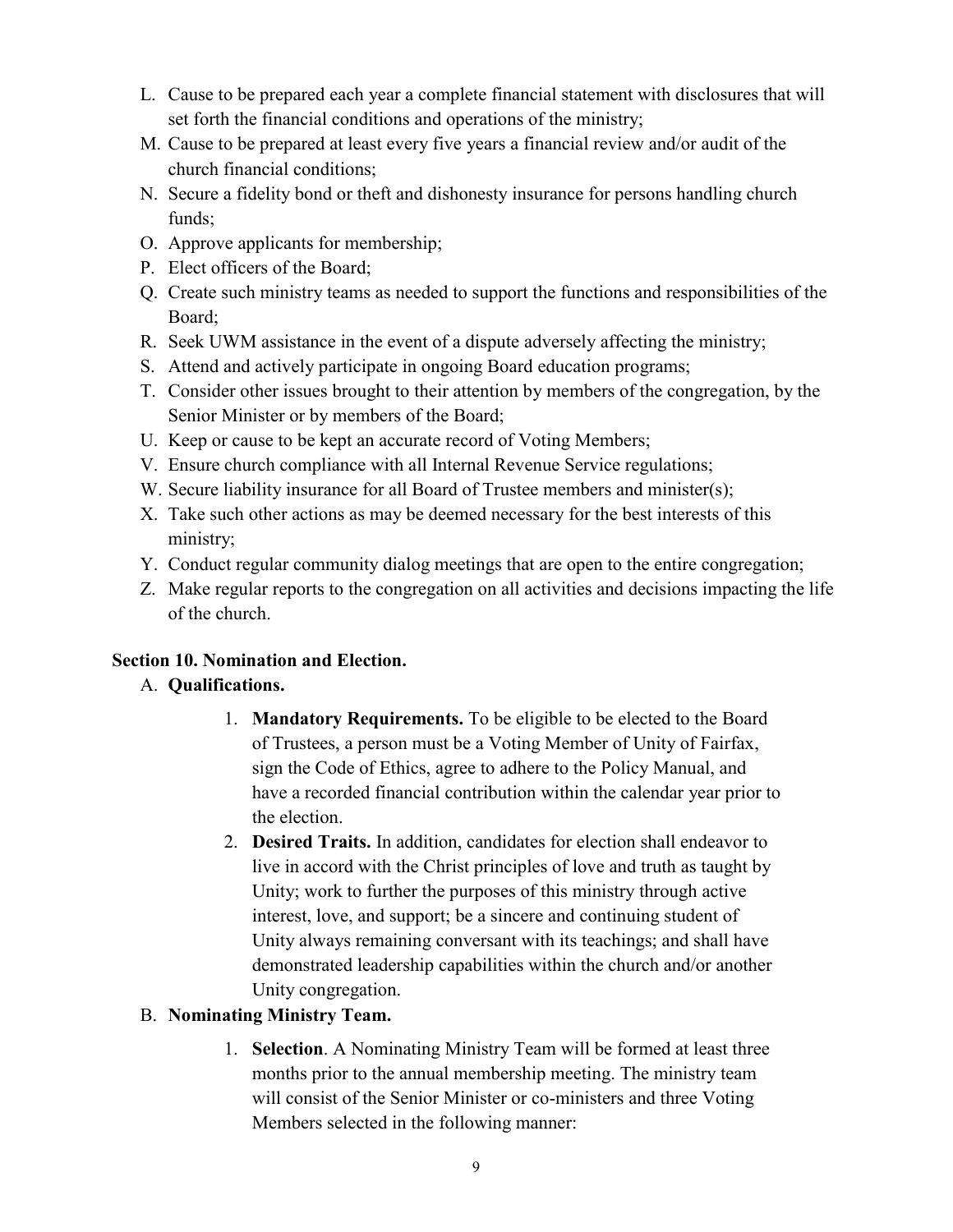L. Cause to be prepared each year a complete financial statement with disclosures that will set forth the financial conditions and operations of the ministry;
M. Cause to be prepared at least every five years a financial review and/or audit of the church financial conditions;
N. Secure a fidelity bond or theft and dishonesty insurance for persons handling church funds;
O. Approve applicants for membership;
P. Elect officers of the Board;
Q. Create such ministry teams as needed to support the functions and responsibilities of the Board;
R. Seek UWM assistance in the event of a dispute adversely affecting the ministry;
S. Attend and actively participate in ongoing Board education programs;
T. Consider other issues brought to their attention by members of the congregation, by the Senior Minister or by members of the Board;
U. Keep or cause to be kept an accurate record of Voting Members;
V. Ensure church compliance with all Internal Revenue Service regulations;
W. Secure liability insurance for all Board of Trustee members and minister(s);
X. Take such other actions as may be deemed necessary for the best interests of this ministry;
Y. Conduct regular community dialog meetings that are open to the entire congregation;
Z. Make regular reports to the congregation on all activities and decisions impacting the life of the church.

**Section 10. Nomination and Election.**

A. **Qualifications.**

1. **Mandatory Requirements.** To be eligible to be elected to the Board of Trustees, a person must be a Voting Member of Unity of Fairfax, sign the Code of Ethics, agree to adhere to the Policy Manual, and have a recorded financial contribution within the calendar year prior to the election.
2. **Desired Traits.** In addition, candidates for election shall endeavor to live in accord with the Christ principles of love and truth as taught by Unity; work to further the purposes of this ministry through active interest, love, and support; be a sincere and continuing student of Unity always remaining conversant with its teachings; and shall have demonstrated leadership capabilities within the church and/or another Unity congregation.

B. **Nominating Ministry Team.**

1. **Selection**. A Nominating Ministry Team will be formed at least three months prior to the annual membership meeting. The ministry team will consist of the Senior Minister or co-ministers and three Voting Members selected in the following manner: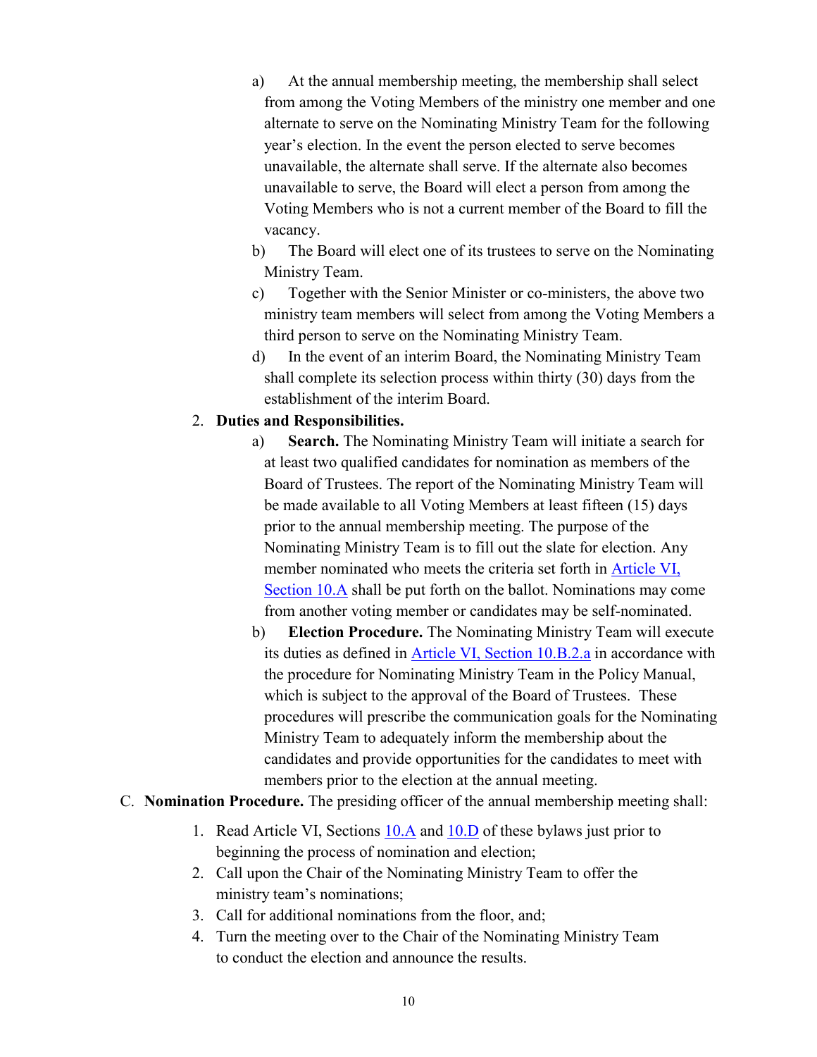a) At the annual membership meeting, the membership shall select from among the Voting Members of the ministry one member and one alternate to serve on the Nominating Ministry Team for the following year's election. In the event the person elected to serve becomes unavailable, the alternate shall serve. If the alternate also becomes unavailable to serve, the Board will elect a person from among the Voting Members who is not a current member of the Board to fill the vacancy.

b) The Board will elect one of its trustees to serve on the Nominating Ministry Team.

c) Together with the Senior Minister or co-ministers, the above two ministry team members will select from among the Voting Members a third person to serve on the Nominating Ministry Team.

d) In the event of an interim Board, the Nominating Ministry Team shall complete its selection process within thirty (30) days from the establishment of the interim Board.

2. **Duties and Responsibilities.**

a) **Search.** The Nominating Ministry Team will initiate a search for at least two qualified candidates for nomination as members of the Board of Trustees. The report of the Nominating Ministry Team will be made available to all Voting Members at least fifteen (15) days prior to the annual membership meeting. The purpose of the Nominating Ministry Team is to fill out the slate for election. Any member nominated who meets the criteria set forth in Article VI, Section 10.A shall be put forth on the ballot. Nominations may come from another voting member or candidates may be self-nominated.

b) **Election Procedure.** The Nominating Ministry Team will execute its duties as defined in Article VI, Section 10.B.2.a in accordance with the procedure for Nominating Ministry Team in the Policy Manual, which is subject to the approval of the Board of Trustees. These procedures will prescribe the communication goals for the Nominating Ministry Team to adequately inform the membership about the candidates and provide opportunities for the candidates to meet with members prior to the election at the annual meeting.

C. **Nomination Procedure.** The presiding officer of the annual membership meeting shall:

1. Read Article VI, Sections 10.A and 10.D of these bylaws just prior to beginning the process of nomination and election;
2. Call upon the Chair of the Nominating Ministry Team to offer the ministry team's nominations;
3. Call for additional nominations from the floor, and;
4. Turn the meeting over to the Chair of the Nominating Ministry Team to conduct the election and announce the results.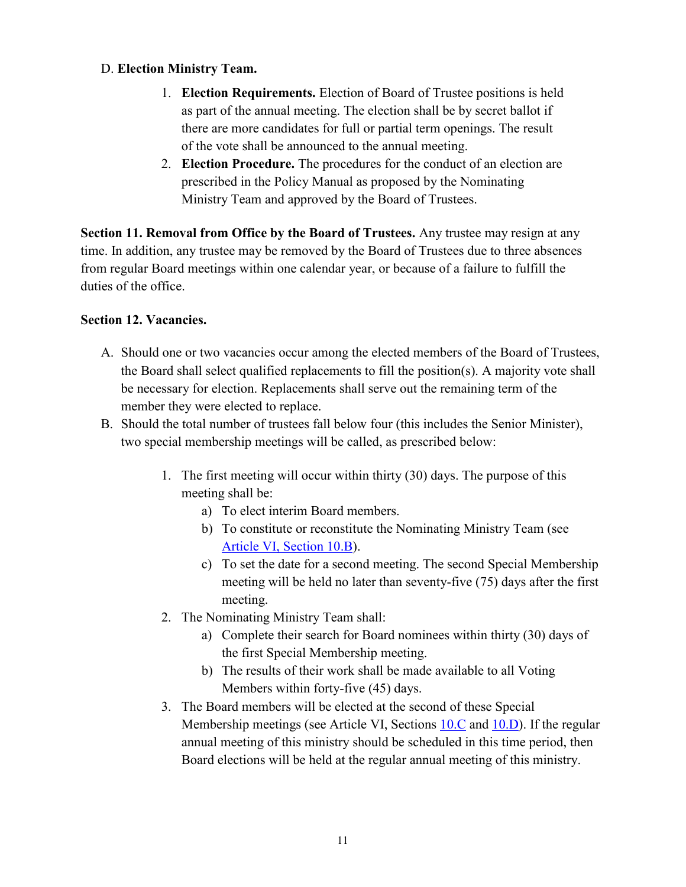D. **Election Ministry Team.**

1. **Election Requirements.** Election of Board of Trustee positions is held as part of the annual meeting. The election shall be by secret ballot if there are more candidates for full or partial term openings. The result of the vote shall be announced to the annual meeting.
2. **Election Procedure.** The procedures for the conduct of an election are prescribed in the Policy Manual as proposed by the Nominating Ministry Team and approved by the Board of Trustees.

**Section 11. Removal from Office by the Board of Trustees.** Any trustee may resign at any time. In addition, any trustee may be removed by the Board of Trustees due to three absences from regular Board meetings within one calendar year, or because of a failure to fulfill the duties of the office.

**Section 12. Vacancies.**

A. Should one or two vacancies occur among the elected members of the Board of Trustees, the Board shall select qualified replacements to fill the position(s). A majority vote shall be necessary for election. Replacements shall serve out the remaining term of the member they were elected to replace.

B. Should the total number of trustees fall below four (this includes the Senior Minister), two special membership meetings will be called, as prescribed below:

1. The first meeting will occur within thirty (30) days. The purpose of this meeting shall be:
   a) To elect interim Board members.
   b) To constitute or reconstitute the Nominating Ministry Team (see Article VI, Section 10.B).
   c) To set the date for a second meeting. The second Special Membership meeting will be held no later than seventy-five (75) days after the first meeting.
2. The Nominating Ministry Team shall:
   a) Complete their search for Board nominees within thirty (30) days of the first Special Membership meeting.
   b) The results of their work shall be made available to all Voting Members within forty-five (45) days.
3. The Board members will be elected at the second of these Special Membership meetings (see Article VI, Sections 10.C and 10.D). If the regular annual meeting of this ministry should be scheduled in this time period, then Board elections will be held at the regular annual meeting of this ministry.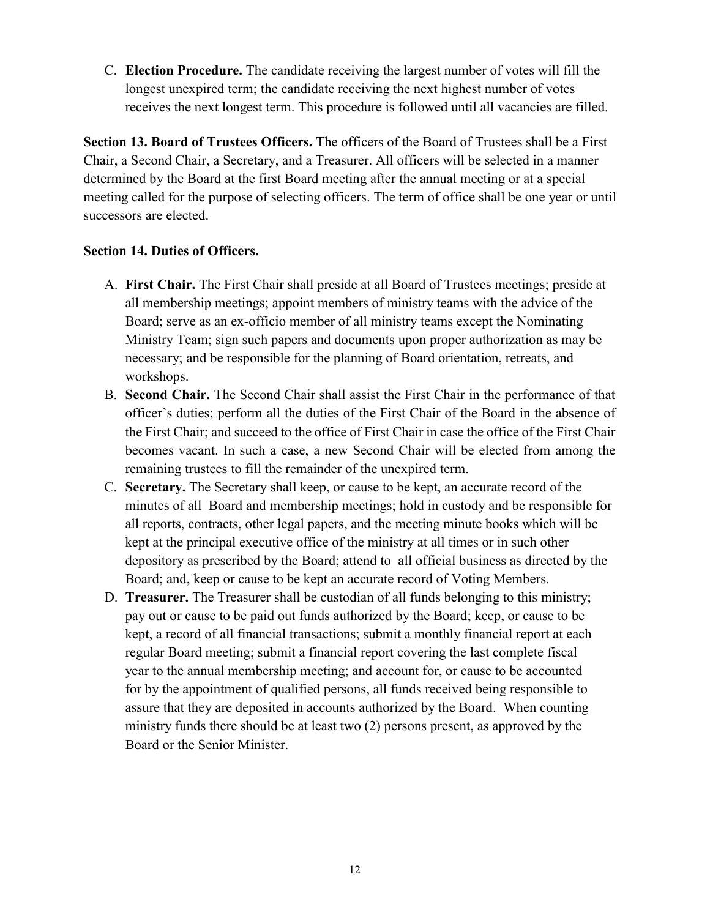C. **Election Procedure.** The candidate receiving the largest number of votes will fill the longest unexpired term; the candidate receiving the next highest number of votes receives the next longest term. This procedure is followed until all vacancies are filled.

**Section 13. Board of Trustees Officers.** The officers of the Board of Trustees shall be a First Chair, a Second Chair, a Secretary, and a Treasurer. All officers will be selected in a manner determined by the Board at the first Board meeting after the annual meeting or at a special meeting called for the purpose of selecting officers. The term of office shall be one year or until successors are elected.

**Section 14. Duties of Officers.**

A. **First Chair.** The First Chair shall preside at all Board of Trustees meetings; preside at all membership meetings; appoint members of ministry teams with the advice of the Board; serve as an ex-officio member of all ministry teams except the Nominating Ministry Team; sign such papers and documents upon proper authorization as may be necessary; and be responsible for the planning of Board orientation, retreats, and workshops.

B. **Second Chair.** The Second Chair shall assist the First Chair in the performance of that officer's duties; perform all the duties of the First Chair of the Board in the absence of the First Chair; and succeed to the office of First Chair in case the office of the First Chair becomes vacant. In such a case, a new Second Chair will be elected from among the remaining trustees to fill the remainder of the unexpired term.

C. **Secretary.** The Secretary shall keep, or cause to be kept, an accurate record of the minutes of all Board and membership meetings; hold in custody and be responsible for all reports, contracts, other legal papers, and the meeting minute books which will be kept at the principal executive office of the ministry at all times or in such other depository as prescribed by the Board; attend to all official business as directed by the Board; and, keep or cause to be kept an accurate record of Voting Members.

D. **Treasurer.** The Treasurer shall be custodian of all funds belonging to this ministry; pay out or cause to be paid out funds authorized by the Board; keep, or cause to be kept, a record of all financial transactions; submit a monthly financial report at each regular Board meeting; submit a financial report covering the last complete fiscal year to the annual membership meeting; and account for, or cause to be accounted for by the appointment of qualified persons, all funds received being responsible to assure that they are deposited in accounts authorized by the Board. When counting ministry funds there should be at least two (2) persons present, as approved by the Board or the Senior Minister.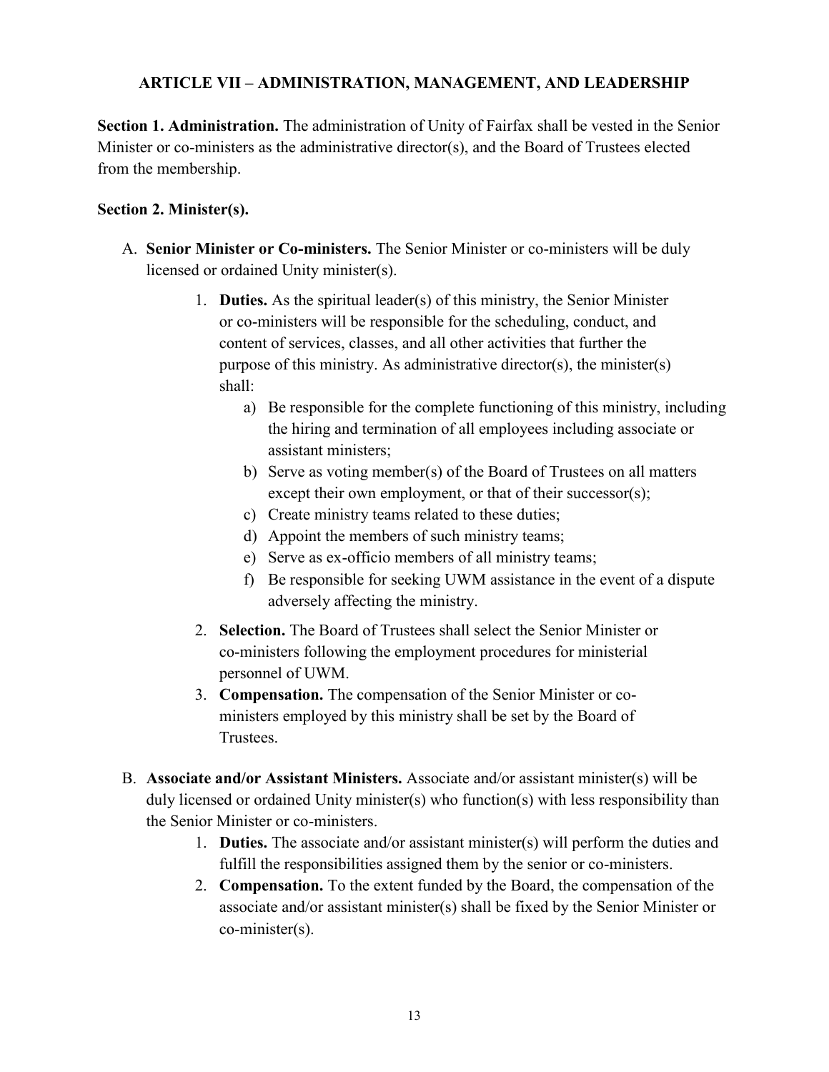## ARTICLE VII – ADMINISTRATION, MANAGEMENT, AND LEADERSHIP

**Section 1. Administration.** The administration of Unity of Fairfax shall be vested in the Senior Minister or co-ministers as the administrative director(s), and the Board of Trustees elected from the membership.

**Section 2. Minister(s).**

A. **Senior Minister or Co-ministers.** The Senior Minister or co-ministers will be duly licensed or ordained Unity minister(s).

   1. **Duties.** As the spiritual leader(s) of this ministry, the Senior Minister or co-ministers will be responsible for the scheduling, conduct, and content of services, classes, and all other activities that further the purpose of this ministry. As administrative director(s), the minister(s) shall:
      a) Be responsible for the complete functioning of this ministry, including the hiring and termination of all employees including associate or assistant ministers;
      b) Serve as voting member(s) of the Board of Trustees on all matters except their own employment, or that of their successor(s);
      c) Create ministry teams related to these duties;
      d) Appoint the members of such ministry teams;
      e) Serve as ex-officio members of all ministry teams;
      f) Be responsible for seeking UWM assistance in the event of a dispute adversely affecting the ministry.
   2. **Selection.** The Board of Trustees shall select the Senior Minister or co-ministers following the employment procedures for ministerial personnel of UWM.
   3. **Compensation.** The compensation of the Senior Minister or co-ministers employed by this ministry shall be set by the Board of Trustees.

B. **Associate and/or Assistant Ministers.** Associate and/or assistant minister(s) will be duly licensed or ordained Unity minister(s) who function(s) with less responsibility than the Senior Minister or co-ministers.

   1. **Duties.** The associate and/or assistant minister(s) will perform the duties and fulfill the responsibilities assigned them by the senior or co-ministers.
   2. **Compensation.** To the extent funded by the Board, the compensation of the associate and/or assistant minister(s) shall be fixed by the Senior Minister or co-minister(s).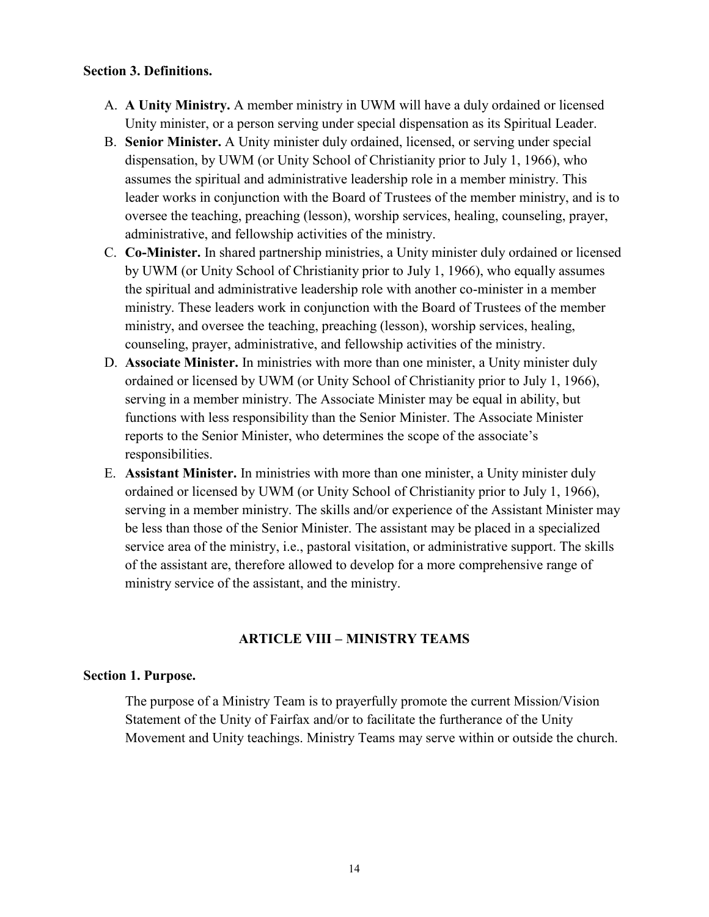**Section 3. Definitions.**

A. **A Unity Ministry.** A member ministry in UWM will have a duly ordained or licensed Unity minister, or a person serving under special dispensation as its Spiritual Leader.
B. **Senior Minister.** A Unity minister duly ordained, licensed, or serving under special dispensation, by UWM (or Unity School of Christianity prior to July 1, 1966), who assumes the spiritual and administrative leadership role in a member ministry. This leader works in conjunction with the Board of Trustees of the member ministry, and is to oversee the teaching, preaching (lesson), worship services, healing, counseling, prayer, administrative, and fellowship activities of the ministry.
C. **Co-Minister.** In shared partnership ministries, a Unity minister duly ordained or licensed by UWM (or Unity School of Christianity prior to July 1, 1966), who equally assumes the spiritual and administrative leadership role with another co-minister in a member ministry. These leaders work in conjunction with the Board of Trustees of the member ministry, and oversee the teaching, preaching (lesson), worship services, healing, counseling, prayer, administrative, and fellowship activities of the ministry.
D. **Associate Minister.** In ministries with more than one minister, a Unity minister duly ordained or licensed by UWM (or Unity School of Christianity prior to July 1, 1966), serving in a member ministry. The Associate Minister may be equal in ability, but functions with less responsibility than the Senior Minister. The Associate Minister reports to the Senior Minister, who determines the scope of the associate's responsibilities.
E. **Assistant Minister.** In ministries with more than one minister, a Unity minister duly ordained or licensed by UWM (or Unity School of Christianity prior to July 1, 1966), serving in a member ministry. The skills and/or experience of the Assistant Minister may be less than those of the Senior Minister. The assistant may be placed in a specialized service area of the ministry, i.e., pastoral visitation, or administrative support. The skills of the assistant are, therefore allowed to develop for a more comprehensive range of ministry service of the assistant, and the ministry.

## ARTICLE VIII – MINISTRY TEAMS

**Section 1. Purpose.**

The purpose of a Ministry Team is to prayerfully promote the current Mission/Vision Statement of the Unity of Fairfax and/or to facilitate the furtherance of the Unity Movement and Unity teachings. Ministry Teams may serve within or outside the church.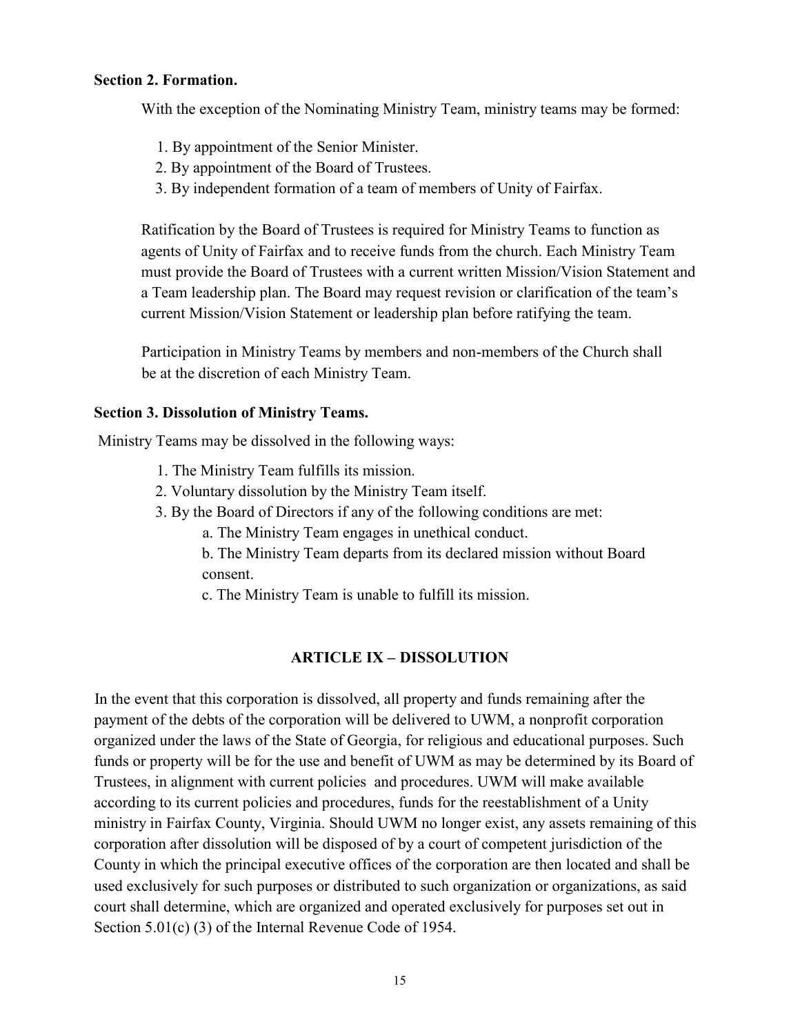**Section 2. Formation.**

With the exception of the Nominating Ministry Team, ministry teams may be formed:

1. By appointment of the Senior Minister.
2. By appointment of the Board of Trustees.
3. By independent formation of a team of members of Unity of Fairfax.

Ratification by the Board of Trustees is required for Ministry Teams to function as agents of Unity of Fairfax and to receive funds from the church. Each Ministry Team must provide the Board of Trustees with a current written Mission/Vision Statement and a Team leadership plan. The Board may request revision or clarification of the team's current Mission/Vision Statement or leadership plan before ratifying the team.

Participation in Ministry Teams by members and non-members of the Church shall be at the discretion of each Ministry Team.

**Section 3. Dissolution of Ministry Teams.**

Ministry Teams may be dissolved in the following ways:

1. The Ministry Team fulfills its mission.
2. Voluntary dissolution by the Ministry Team itself.
3. By the Board of Directors if any of the following conditions are met:
   a. The Ministry Team engages in unethical conduct.
   b. The Ministry Team departs from its declared mission without Board consent.
   c. The Ministry Team is unable to fulfill its mission.

## ARTICLE IX – DISSOLUTION

In the event that this corporation is dissolved, all property and funds remaining after the payment of the debts of the corporation will be delivered to UWM, a nonprofit corporation organized under the laws of the State of Georgia, for religious and educational purposes. Such funds or property will be for the use and benefit of UWM as may be determined by its Board of Trustees, in alignment with current policies and procedures. UWM will make available according to its current policies and procedures, funds for the reestablishment of a Unity ministry in Fairfax County, Virginia. Should UWM no longer exist, any assets remaining of this corporation after dissolution will be disposed of by a court of competent jurisdiction of the County in which the principal executive offices of the corporation are then located and shall be used exclusively for such purposes or distributed to such organization or organizations, as said court shall determine, which are organized and operated exclusively for purposes set out in Section 5.01(c) (3) of the Internal Revenue Code of 1954.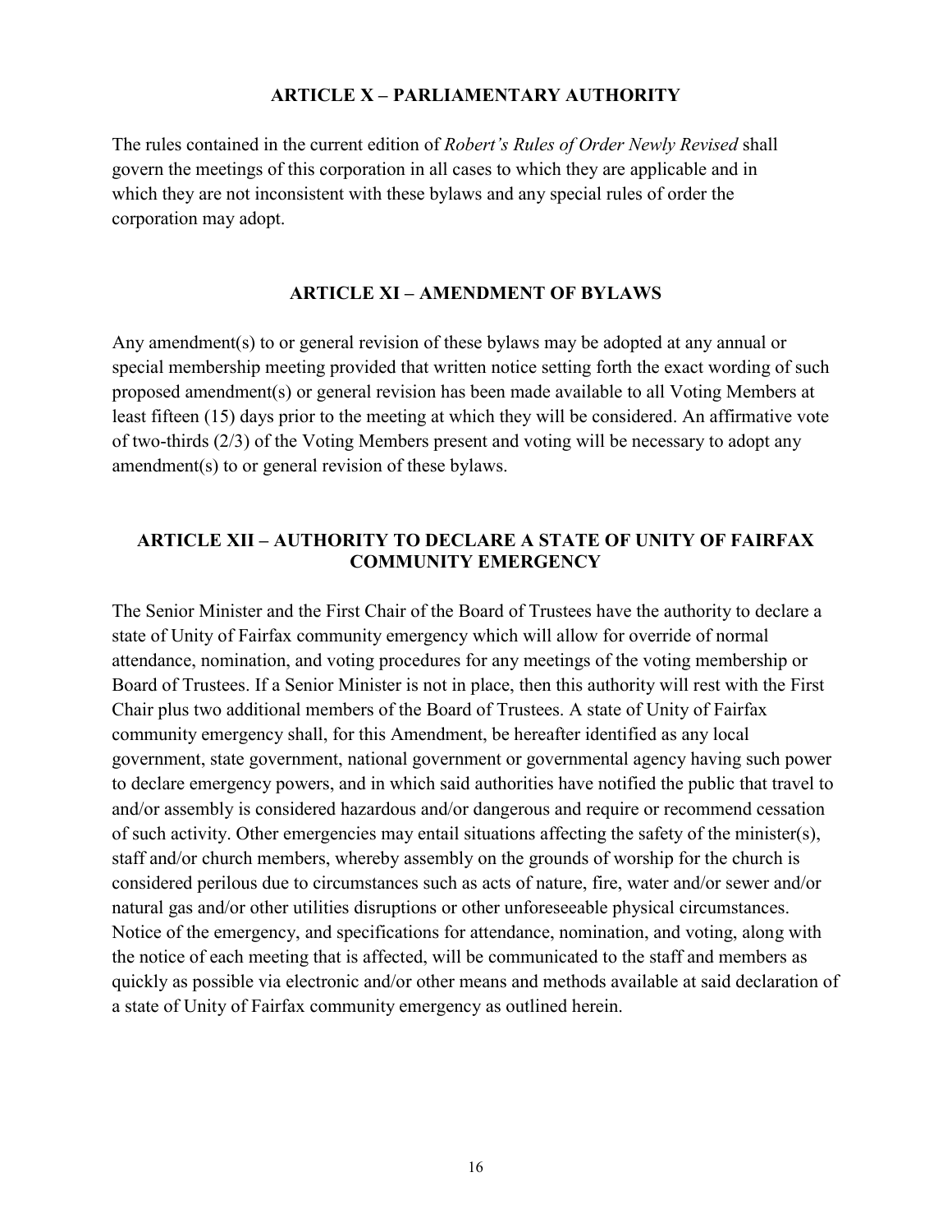## ARTICLE X – PARLIAMENTARY AUTHORITY

The rules contained in the current edition of *Robert's Rules of Order Newly Revised* shall govern the meetings of this corporation in all cases to which they are applicable and in which they are not inconsistent with these bylaws and any special rules of order the corporation may adopt.

## ARTICLE XI – AMENDMENT OF BYLAWS

Any amendment(s) to or general revision of these bylaws may be adopted at any annual or special membership meeting provided that written notice setting forth the exact wording of such proposed amendment(s) or general revision has been made available to all Voting Members at least fifteen (15) days prior to the meeting at which they will be considered. An affirmative vote of two-thirds (2/3) of the Voting Members present and voting will be necessary to adopt any amendment(s) to or general revision of these bylaws.

## ARTICLE XII – AUTHORITY TO DECLARE A STATE OF UNITY OF FAIRFAX COMMUNITY EMERGENCY

The Senior Minister and the First Chair of the Board of Trustees have the authority to declare a state of Unity of Fairfax community emergency which will allow for override of normal attendance, nomination, and voting procedures for any meetings of the voting membership or Board of Trustees. If a Senior Minister is not in place, then this authority will rest with the First Chair plus two additional members of the Board of Trustees. A state of Unity of Fairfax community emergency shall, for this Amendment, be hereafter identified as any local government, state government, national government or governmental agency having such power to declare emergency powers, and in which said authorities have notified the public that travel to and/or assembly is considered hazardous and/or dangerous and require or recommend cessation of such activity. Other emergencies may entail situations affecting the safety of the minister(s), staff and/or church members, whereby assembly on the grounds of worship for the church is considered perilous due to circumstances such as acts of nature, fire, water and/or sewer and/or natural gas and/or other utilities disruptions or other unforeseeable physical circumstances. Notice of the emergency, and specifications for attendance, nomination, and voting, along with the notice of each meeting that is affected, will be communicated to the staff and members as quickly as possible via electronic and/or other means and methods available at said declaration of a state of Unity of Fairfax community emergency as outlined herein.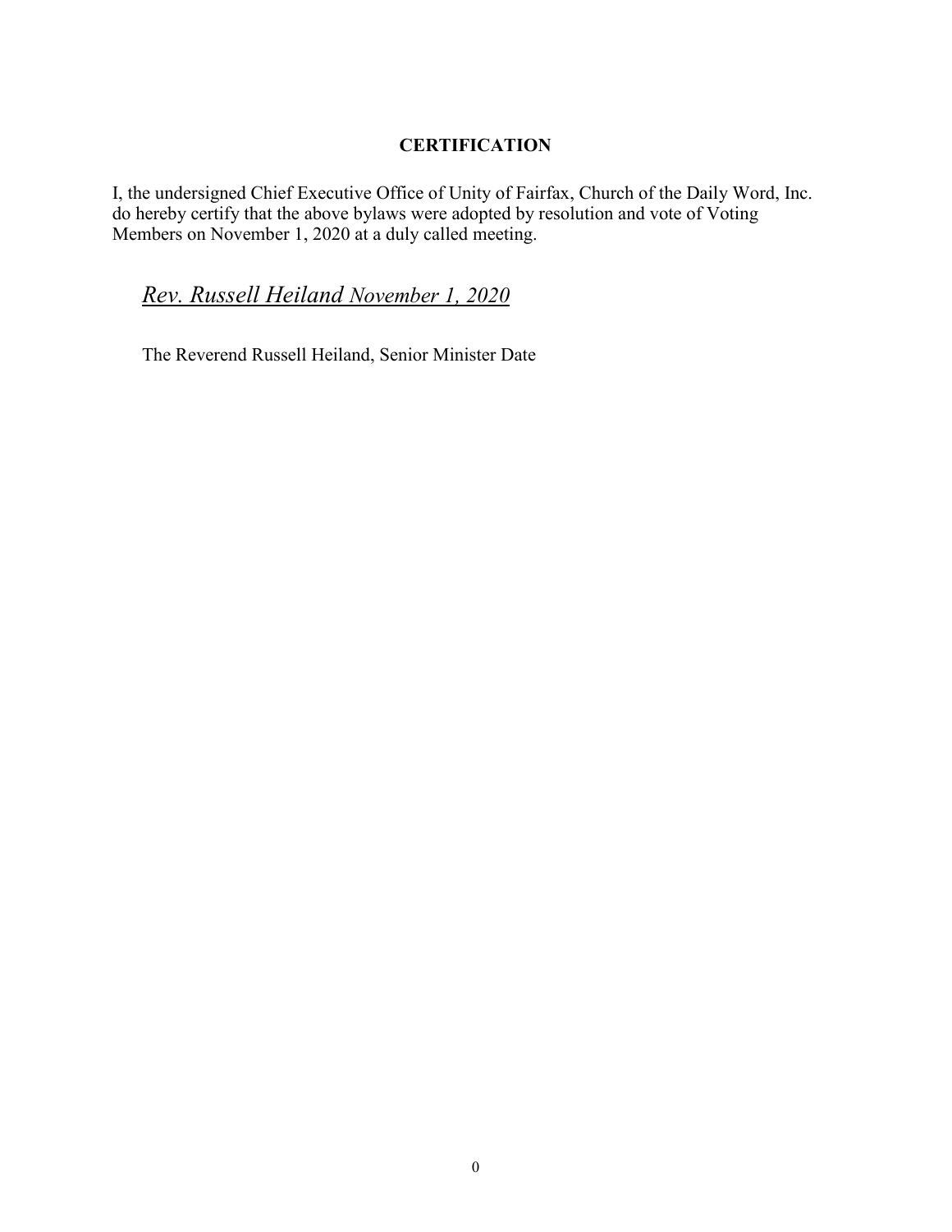**CERTIFICATION**

I, the undersigned Chief Executive Office of Unity of Fairfax, Church of the Daily Word, Inc. do hereby certify that the above bylaws were adopted by resolution and vote of Voting Members on November 1, 2020 at a duly called meeting.

*Rev. Russell Heiland November 1, 2020*

The Reverend Russell Heiland, Senior Minister Date